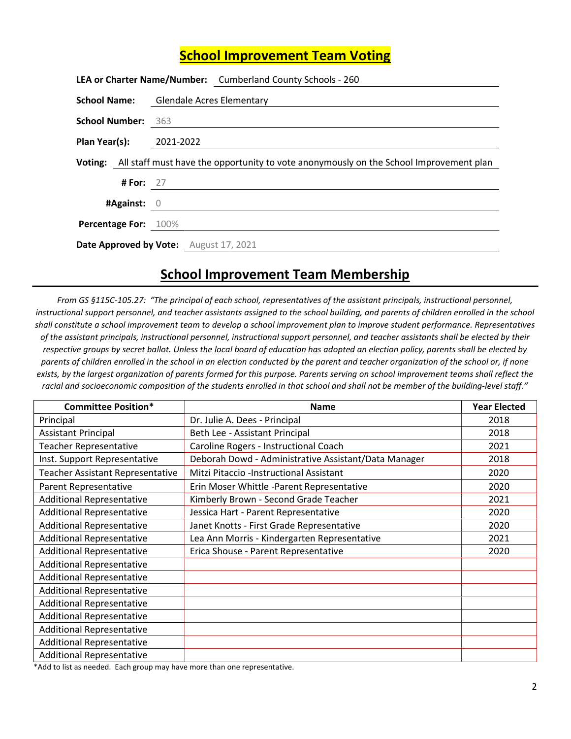# School Improvement Team Voting

**LEA or Charter Name/Number:** Cumberland County Schools - 260

**School Name:** Glendale Acres Elementary

**School Number:** 363

**Plan Year(s):** 2021-2022

**Voting:** All staff must have the opportunity to vote anonymously on the School Improvement plan

**# For:** 27

**#Against:** 0

**Percentage For:** 100%

**Date Approved by Vote:** August 17, 2021

## School Improvement Team Membership

*From GS §115C-105.27: "The principal of each school, representatives of the assistant principals, instructional personnel, instructional support personnel, and teacher assistants assigned to the school building, and parents of children enrolled in the school shall constitute a school improvement team to develop a school improvement plan to improve student performance. Representatives of the assistant principals, instructional personnel, instructional support personnel, and teacher assistants shall be elected by their respective groups by secret ballot. Unless the local board of education has adopted an election policy, parents shall be elected by parents of children enrolled in the school in an election conducted by the parent and teacher organization of the school or, if none exists, by the largest organization of parents formed for this purpose. Parents serving on school improvement teams shall reflect the racial and socioeconomic composition of the students enrolled in that school and shall not be member of the building-level staff."*

| Committee Position* | Name | Year Elected |
|---|---|---|
| Principal | Dr. Julie A. Dees - Principal | 2018 |
| Assistant Principal | Beth Lee - Assistant Principal | 2018 |
| Teacher Representative | Caroline Rogers - Instructional Coach | 2021 |
| Inst. Support Representative | Deborah Dowd - Administrative Assistant/Data Manager | 2018 |
| Teacher Assistant Representative | Mitzi Pitaccio -Instructional Assistant | 2020 |
| Parent Representative | Erin Moser Whittle -Parent Representative | 2020 |
| Additional Representative | Kimberly Brown - Second Grade Teacher | 2021 |
| Additional Representative | Jessica Hart - Parent Representative | 2020 |
| Additional Representative | Janet Knotts - First Grade Representative | 2020 |
| Additional Representative | Lea Ann Morris - Kindergarten Representative | 2021 |
| Additional Representative | Erica Shouse - Parent Representative | 2020 |
| Additional Representative | | |
| Additional Representative | | |
| Additional Representative | | |
| Additional Representative | | |
| Additional Representative | | |
| Additional Representative | | |
| Additional Representative | | |
| Additional Representative | | |

*Add to list as needed. Each group may have more than one representative.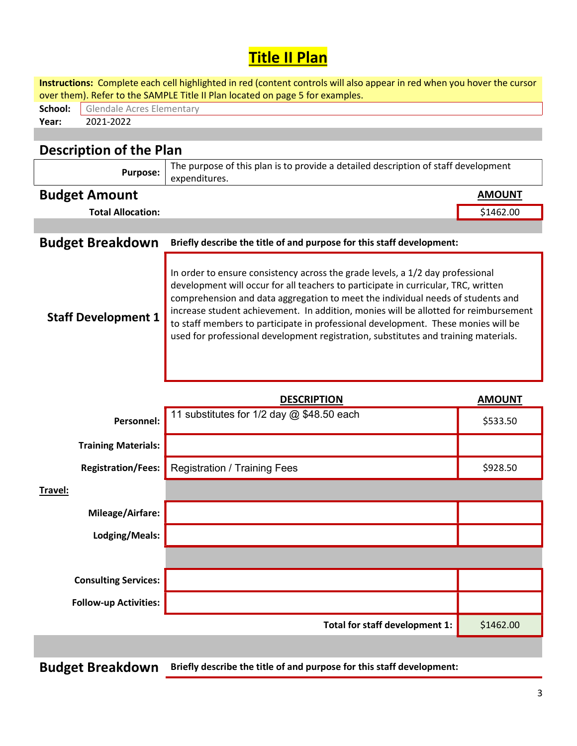# Title II Plan

**Instructions:** Complete each cell highlighted in red (content controls will also appear in red when you hover the cursor over them). Refer to the SAMPLE Title II Plan located on page 5 for examples.

**School:** Glendale Acres Elementary

**Year:** 2021-2022

## Description of the Plan

| | |
|---|---|
| **Purpose:** | The purpose of this plan is to provide a detailed description of staff development expenditures. |

## Budget Amount

| | AMOUNT |
|---|---|
| **Total Allocation:** | $1462.00 |

## Budget Breakdown

**Briefly describe the title of and purpose for this staff development:**

### Staff Development 1

In order to ensure consistency across the grade levels, a 1/2 day professional development will occur for all teachers to participate in curricular, TRC, written comprehension and data aggregation to meet the individual needs of students and increase student achievement. In addition, monies will be allotted for reimbursement to staff members to participate in professional development. These monies will be used for professional development registration, substitutes and training materials.

| | DESCRIPTION | AMOUNT |
|---|---|---|
| **Personnel:** | 11 substitutes for 1/2 day @ $48.50 each | $533.50 |
| **Training Materials:** | | |
| **Registration/Fees:** | Registration / Training Fees | $928.50 |
| **Travel:** | | |
| **Mileage/Airfare:** | | |
| **Lodging/Meals:** | | |
| **Consulting Services:** | | |
| **Follow-up Activities:** | | |
| | **Total for staff development 1:** | $1462.00 |

## Budget Breakdown

**Briefly describe the title of and purpose for this staff development:**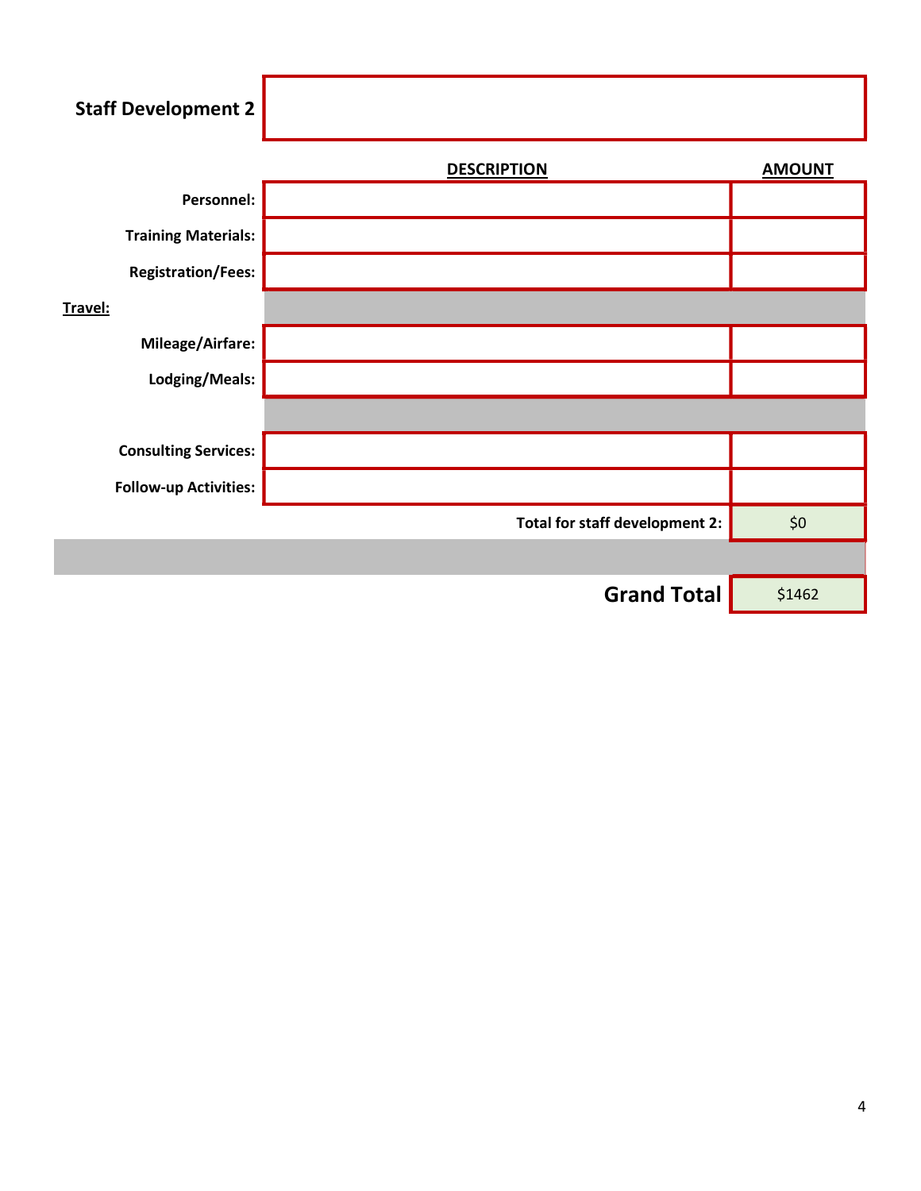## Staff Development 2

| | DESCRIPTION | AMOUNT |
|---|---|---|
| Personnel: | | |
| Training Materials: | | |
| Registration/Fees: | | |
| Travel: | | |
| Mileage/Airfare: | | |
| Lodging/Meals: | | |
| | | |
| Consulting Services: | | |
| Follow-up Activities: | | |
| | Total for staff development 2: | $0 |
| | | |
| | **Grand Total** | $1462 |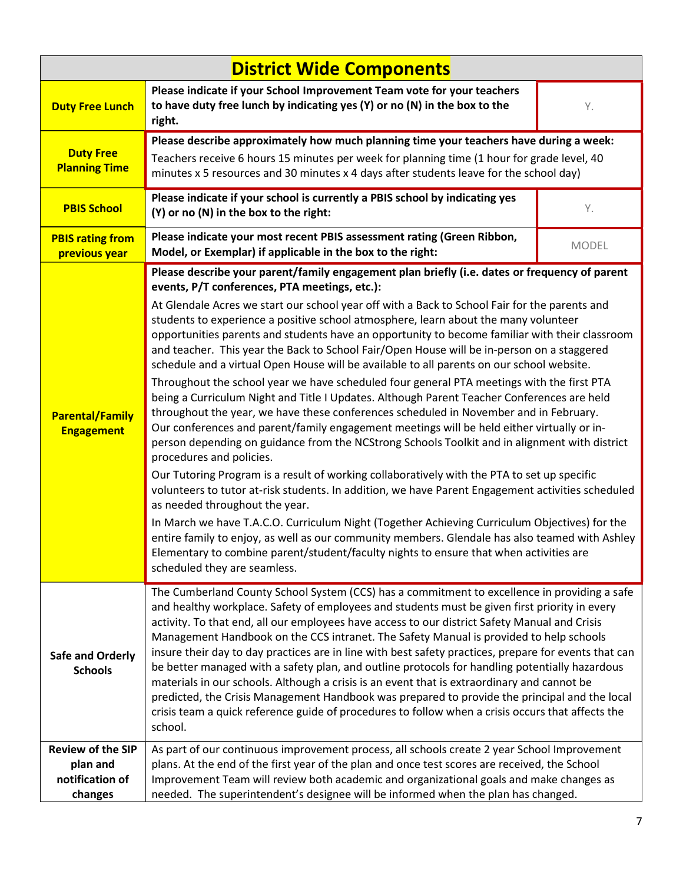| District Wide Components | | |
|---|---|---|
| **Duty Free Lunch** | **Please indicate if your School Improvement Team vote for your teachers to have duty free lunch by indicating yes (Y) or no (N) in the box to the right.** | Y. |
| **Duty Free Planning Time** | **Please describe approximately how much planning time your teachers have during a week:**<br>Teachers receive 6 hours 15 minutes per week for planning time (1 hour for grade level, 40 minutes x 5 resources and 30 minutes x 4 days after students leave for the school day) | |
| **PBIS School** | **Please indicate if your school is currently a PBIS school by indicating yes (Y) or no (N) in the box to the right:** | Y. |
| **PBIS rating from previous year** | **Please indicate your most recent PBIS assessment rating (Green Ribbon, Model, or Exemplar) if applicable in the box to the right:** | MODEL |
| **Parental/Family Engagement** | **Please describe your parent/family engagement plan briefly (i.e. dates or frequency of parent events, P/T conferences, PTA meetings, etc.):**<br>At Glendale Acres we start our school year off with a Back to School Fair for the parents and students to experience a positive school atmosphere, learn about the many volunteer opportunities parents and students have an opportunity to become familiar with their classroom and teacher. This year the Back to School Fair/Open House will be in-person on a staggered schedule and a virtual Open House will be available to all parents on our school website.<br>Throughout the school year we have scheduled four general PTA meetings with the first PTA being a Curriculum Night and Title I Updates. Although Parent Teacher Conferences are held throughout the year, we have these conferences scheduled in November and in February. Our conferences and parent/family engagement meetings will be held either virtually or in-person depending on guidance from the NCStrong Schools Toolkit and in alignment with district procedures and policies.<br>Our Tutoring Program is a result of working collaboratively with the PTA to set up specific volunteers to tutor at-risk students. In addition, we have Parent Engagement activities scheduled as needed throughout the year.<br>In March we have T.A.C.O. Curriculum Night (Together Achieving Curriculum Objectives) for the entire family to enjoy, as well as our community members. Glendale has also teamed with Ashley Elementary to combine parent/student/faculty nights to ensure that when activities are scheduled they are seamless. | |
| **Safe and Orderly Schools** | The Cumberland County School System (CCS) has a commitment to excellence in providing a safe and healthy workplace. Safety of employees and students must be given first priority in every activity. To that end, all our employees have access to our district Safety Manual and Crisis Management Handbook on the CCS intranet. The Safety Manual is provided to help schools insure their day to day practices are in line with best safety practices, prepare for events that can be better managed with a safety plan, and outline protocols for handling potentially hazardous materials in our schools. Although a crisis is an event that is extraordinary and cannot be predicted, the Crisis Management Handbook was prepared to provide the principal and the local crisis team a quick reference guide of procedures to follow when a crisis occurs that affects the school. | |
| **Review of the SIP plan and notification of changes** | As part of our continuous improvement process, all schools create 2 year School Improvement plans. At the end of the first year of the plan and once test scores are received, the School Improvement Team will review both academic and organizational goals and make changes as needed. The superintendent's designee will be informed when the plan has changed. | |